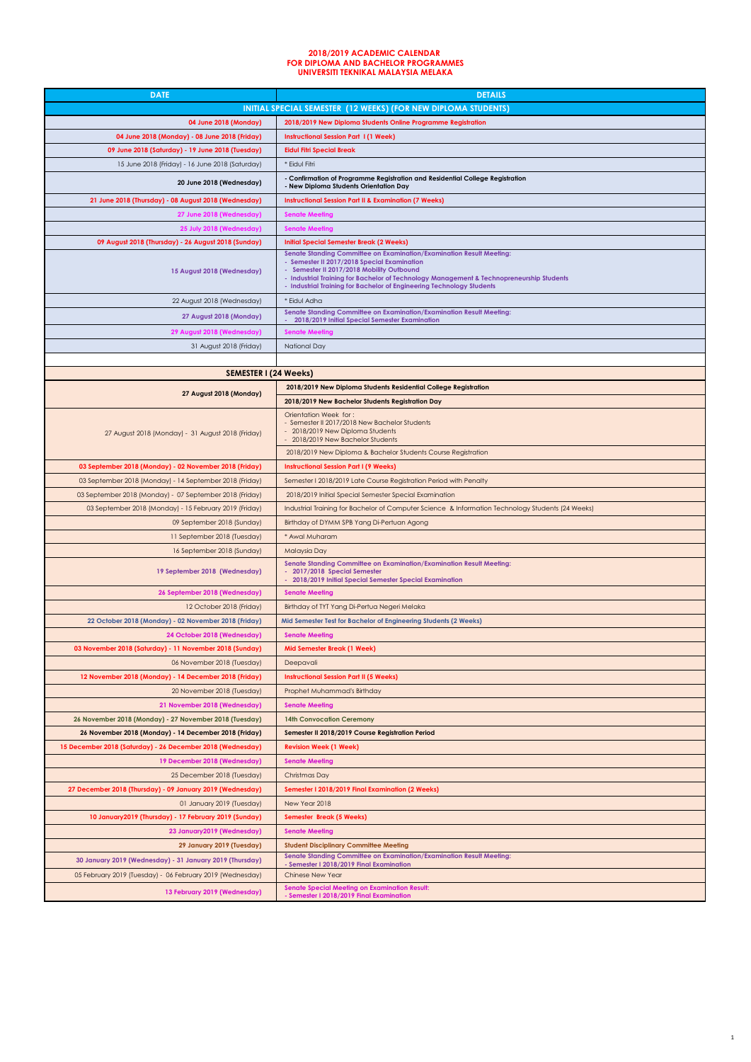# 2018/2019 ACADEMIC CALENDAR
# FOR DIPLOMA AND BACHELOR PROGRAMMES
# UNIVERSITI TEKNIKAL MALAYSIA MELAKA

| DATE | DETAILS |
|---|---|
| **INITIAL SPECIAL SEMESTER (12 WEEKS) (FOR NEW DIPLOMA STUDENTS)** | |
| 04 June 2018 (Monday) | 2018/2019 New Diploma Students Online Programme Registration |
| 04 June 2018 (Monday) - 08 June 2018 (Friday) | Instructional Session Part I (1 Week) |
| 09 June 2018 (Saturday) - 19 June 2018 (Tuesday) | Eidul Fitri Special Break |
| 15 June 2018 (Friday) - 16 June 2018 (Saturday) | * Eidul Fitri |
| 20 June 2018 (Wednesday) | - Confirmation of Programme Registration and Residential College Registration<br>- New Diploma Students Orientation Day |
| 21 June 2018 (Thursday) - 08 August 2018 (Wednesday) | Instructional Session Part II & Examination (7 Weeks) |
| 27 June 2018 (Wednesday) | Senate Meeting |
| 25 July 2018 (Wednesday) | Senate Meeting |
| 09 August 2018 (Thursday) - 26 August 2018 (Sunday) | Initial Special Semester Break (2 Weeks) |
| 15 August 2018 (Wednesday) | Senate Standing Committee on Examination/Examination Result Meeting:<br>- Semester II 2017/2018 Special Examination<br>- Semester II 2017/2018 Mobility Outbound<br>- Industrial Training for Bachelor of Technology Management & Technopreneurship Students<br>- Industrial Training for Bachelor of Engineering Technology Students |
| 22 August 2018 (Wednesday) | * Eidul Adha |
| 27 August 2018 (Monday) | Senate Standing Committee on Examination/Examination Result Meeting:<br>- 2018/2019 Initial Special Semester Examination |
| 29 August 2018 (Wednesday) | Senate Meeting |
| 31 August 2018 (Friday) | National Day |
| | |
| **SEMESTER I (24 Weeks)** | |
| 27 August 2018 (Monday) | 2018/2019 New Diploma Students Residential College Registration<br>2018/2019 New Bachelor Students Registration Day |
| 27 August 2018 (Monday) - 31 August 2018 (Friday) | Orientation Week for :<br>- Semester II 2017/2018 New Bachelor Students<br>- 2018/2019 New Diploma Students<br>- 2018/2019 New Bachelor Students<br>2018/2019 New Diploma & Bachelor Students Course Registration |
| 03 September 2018 (Monday) - 02 November 2018 (Friday) | Instructional Session Part I (9 Weeks) |
| 03 September 2018 (Monday) - 14 September 2018 (Friday) | Semester I 2018/2019 Late Course Registration Period with Penalty |
| 03 September 2018 (Monday) - 07 September 2018 (Friday) | 2018/2019 Initial Special Semester Special Examination |
| 03 September 2018 (Monday) - 15 February 2019 (Friday) | Industrial Training for Bachelor of Computer Science & Information Technology Students (24 Weeks) |
| 09 September 2018 (Sunday) | Birthday of DYMM SPB Yang Di-Pertuan Agong |
| 11 September 2018 (Tuesday) | * Awal Muharam |
| 16 September 2018 (Sunday) | Malaysia Day |
| 19 September 2018 (Wednesday) | Senate Standing Committee on Examination/Examination Result Meeting:<br>- 2017/2018 Special Semester<br>- 2018/2019 Initial Special Semester Special Examination |
| 26 September 2018 (Wednesday) | Senate Meeting |
| 12 October 2018 (Friday) | Birthday of TYT Yang Di-Pertua Negeri Melaka |
| 22 October 2018 (Monday) - 02 November 2018 (Friday) | Mid Semester Test for Bachelor of Engineering Students (2 Weeks) |
| 24 October 2018 (Wednesday) | Senate Meeting |
| 03 November 2018 (Saturday) - 11 November 2018 (Sunday) | Mid Semester Break (1 Week) |
| 06 November 2018 (Tuesday) | Deepavali |
| 12 November 2018 (Monday) - 14 December 2018 (Friday) | Instructional Session Part II (5 Weeks) |
| 20 November 2018 (Tuesday) | Prophet Muhammad's Birthday |
| 21 November 2018 (Wednesday) | Senate Meeting |
| 26 November 2018 (Monday) - 27 November 2018 (Tuesday) | 14th Convocation Ceremony |
| 26 November 2018 (Monday) - 14 December 2018 (Friday) | Semester II 2018/2019 Course Registration Period |
| 15 December 2018 (Saturday) - 26 December 2018 (Wednesday) | Revision Week (1 Week) |
| 19 December 2018 (Wednesday) | Senate Meeting |
| 25 December 2018 (Tuesday) | Christmas Day |
| 27 December 2018 (Thursday) - 09 January 2019 (Wednesday) | Semester I 2018/2019 Final Examination (2 Weeks) |
| 01 January 2019 (Tuesday) | New Year 2018 |
| 10 January2019 (Thursday) - 17 February 2019 (Sunday) | Semester Break (5 Weeks) |
| 23 January2019 (Wednesday) | Senate Meeting |
| 29 January 2019 (Tuesday) | Student Disciplinary Committee Meeting |
| 30 January 2019 (Wednesday) - 31 January 2019 (Thursday) | Senate Standing Committee on Examination/Examination Result Meeting:<br>- Semester I 2018/2019 Final Examination |
| 05 February 2019 (Tuesday) - 06 February 2019 (Wednesday) | Chinese New Year |
| 13 February 2019 (Wednesday) | Senate Special Meeting on Examination Result:<br>- Semester I 2018/2019 Final Examination |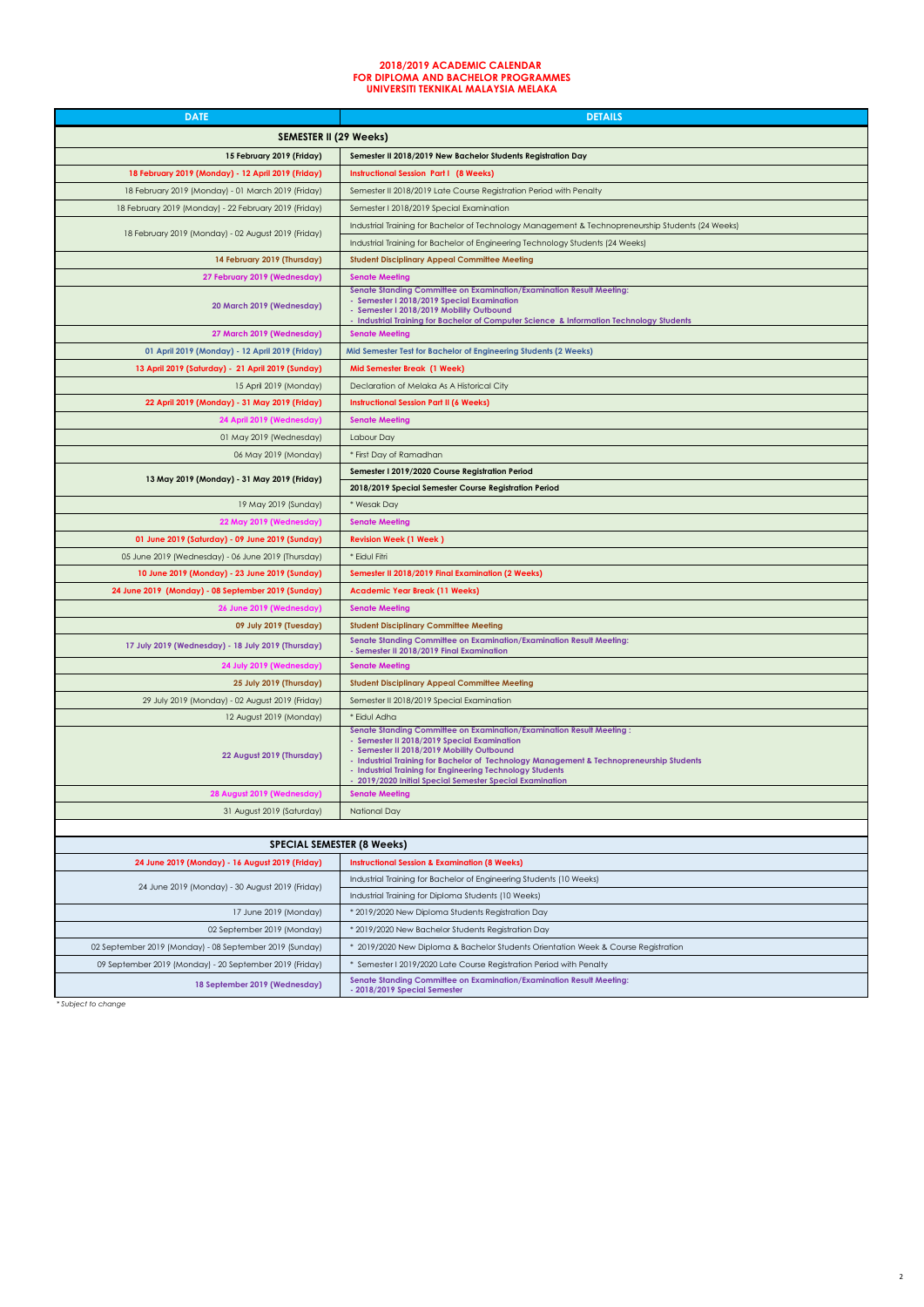**2018/2019 ACADEMIC CALENDAR**
**FOR DIPLOMA AND BACHELOR PROGRAMMES**
**UNIVERSITI TEKNIKAL MALAYSIA MELAKA**

| DATE | DETAILS |
|---|---|
| **SEMESTER II (29 Weeks)** | |
| 15 February 2019 (Friday) | Semester II 2018/2019 New Bachelor Students Registration Day |
| 18 February 2019 (Monday) - 12 April 2019 (Friday) | Instructional Session Part I (8 Weeks) |
| 18 February 2019 (Monday) - 01 March 2019 (Friday) | Semester II 2018/2019 Late Course Registration Period with Penalty |
| 18 February 2019 (Monday) - 22 February 2019 (Friday) | Semester I 2018/2019 Special Examination |
| 18 February 2019 (Monday) - 02 August 2019 (Friday) | Industrial Training for Bachelor of Technology Management & Technopreneurship Students (24 Weeks) |
| | Industrial Training for Bachelor of Engineering Technology Students (24 Weeks) |
| 14 February 2019 (Thursday) | Student Disciplinary Appeal Committee Meeting |
| 27 February 2019 (Wednesday) | Senate Meeting |
| 20 March 2019 (Wednesday) | Senate Standing Committee on Examination/Examination Result Meeting:<br>- Semester I 2018/2019 Special Examination<br>- Semester I 2018/2019 Mobility Outbound<br>- Industrial Training for Bachelor of Computer Science & Information Technology Students |
| 27 March 2019 (Wednesday) | Senate Meeting |
| 01 April 2019 (Monday) - 12 April 2019 (Friday) | Mid Semester Test for Bachelor of Engineering Students (2 Weeks) |
| 13 April 2019 (Saturday) - 21 April 2019 (Sunday) | Mid Semester Break (1 Week) |
| 15 April 2019 (Monday) | Declaration of Melaka As A Historical City |
| 22 April 2019 (Monday) - 31 May 2019 (Friday) | Instructional Session Part II (6 Weeks) |
| 24 April 2019 (Wednesday) | Senate Meeting |
| 01 May 2019 (Wednesday) | Labour Day |
| 06 May 2019 (Monday) | * First Day of Ramadhan |
| 13 May 2019 (Monday) - 31 May 2019 (Friday) | Semester I 2019/2020 Course Registration Period |
| | 2018/2019 Special Semester Course Registration Period |
| 19 May 2019 (Sunday) | * Wesak Day |
| 22 May 2019 (Wednesday) | Senate Meeting |
| 01 June 2019 (Saturday) - 09 June 2019 (Sunday) | Revision Week (1 Week ) |
| 05 June 2019 (Wednesday) - 06 June 2019 (Thursday) | * Eidul Fitri |
| 10 June 2019 (Monday) - 23 June 2019 (Sunday) | Semester II 2018/2019 Final Examination (2 Weeks) |
| 24 June 2019 (Monday) - 08 September 2019 (Sunday) | Academic Year Break (11 Weeks) |
| 26 June 2019 (Wednesday) | Senate Meeting |
| 09 July 2019 (Tuesday) | Student Disciplinary Committee Meeting |
| 17 July 2019 (Wednesday) - 18 July 2019 (Thursday) | Senate Standing Committee on Examination/Examination Result Meeting:<br>- Semester II 2018/2019 Final Examination |
| 24 July 2019 (Wednesday) | Senate Meeting |
| 25 July 2019 (Thursday) | Student Disciplinary Appeal Committee Meeting |
| 29 July 2019 (Monday) - 02 August 2019 (Friday) | Semester II 2018/2019 Special Examination |
| 12 August 2019 (Monday) | * Eidul Adha |
| 22 August 2019 (Thursday) | Senate Standing Committee on Examination/Examination Result Meeting :<br>- Semester II 2018/2019 Special Examination<br>- Semester II 2018/2019 Mobility Outbound<br>- Industrial Training for Bachelor of Technology Management & Technopreneurship Students<br>- Industrial Training for Engineering Technology Students<br>- 2019/2020 Initial Special Semester Special Examination |
| 28 August 2019 (Wednesday) | Senate Meeting |
| 31 August 2019 (Saturday) | National Day |
| **SPECIAL SEMESTER (8 Weeks)** | |
| 24 June 2019 (Monday) - 16 August 2019 (Friday) | Instructional Session & Examination (8 Weeks) |
| 24 June 2019 (Monday) - 30 August 2019 (Friday) | Industrial Training for Bachelor of Engineering Students (10 Weeks) |
| | Industrial Training for Diploma Students (10 Weeks) |
| 17 June 2019 (Monday) | * 2019/2020 New Diploma Students Registration Day |
| 02 September 2019 (Monday) | * 2019/2020 New Bachelor Students Registration Day |
| 02 September 2019 (Monday) - 08 September 2019 (Sunday) | * 2019/2020 New Diploma & Bachelor Students Orientation Week & Course Registration |
| 09 September 2019 (Monday) - 20 September 2019 (Friday) | * Semester I 2019/2020 Late Course Registration Period with Penalty |
| 18 September 2019 (Wednesday) | Senate Standing Committee on Examination/Examination Result Meeting:<br>- 2018/2019 Special Semester |

*\* Subject to change*